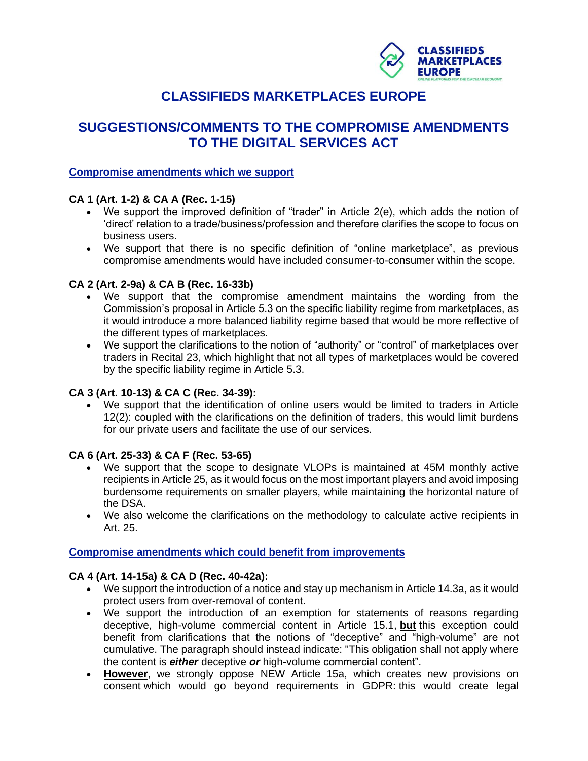# CLASSIFIEDS MARKETPLACES EUROPE

## SUGGESTIONS/COMMENTS TO THE COMPROMISE AMENDMENTS TO THE DIGITAL SERVICES ACT

### Compromise amendments which we support

**CA 1 (Art. 1-2) & CA A (Rec. 1-15)**

- We support the improved definition of "trader" in Article 2(e), which adds the notion of 'direct' relation to a trade/business/profession and therefore clarifies the scope to focus on business users.
- We support that there is no specific definition of "online marketplace", as previous compromise amendments would have included consumer-to-consumer within the scope.

**CA 2 (Art. 2-9a) & CA B (Rec. 16-33b)**

- We support that the compromise amendment maintains the wording from the Commission's proposal in Article 5.3 on the specific liability regime from marketplaces, as it would introduce a more balanced liability regime based that would be more reflective of the different types of marketplaces.
- We support the clarifications to the notion of "authority" or "control" of marketplaces over traders in Recital 23, which highlight that not all types of marketplaces would be covered by the specific liability regime in Article 5.3.

**CA 3 (Art. 10-13) & CA C (Rec. 34-39):**

- We support that the identification of online users would be limited to traders in Article 12(2): coupled with the clarifications on the definition of traders, this would limit burdens for our private users and facilitate the use of our services.

**CA 6 (Art. 25-33) & CA F (Rec. 53-65)**

- We support that the scope to designate VLOPs is maintained at 45M monthly active recipients in Article 25, as it would focus on the most important players and avoid imposing burdensome requirements on smaller players, while maintaining the horizontal nature of the DSA.
- We also welcome the clarifications on the methodology to calculate active recipients in Art. 25.

### Compromise amendments which could benefit from improvements

**CA 4 (Art. 14-15a) & CA D (Rec. 40-42a):**

- We support the introduction of a notice and stay up mechanism in Article 14.3a, as it would protect users from over-removal of content.
- We support the introduction of an exemption for statements of reasons regarding deceptive, high-volume commercial content in Article 15.1, **but** this exception could benefit from clarifications that the notions of "deceptive" and "high-volume" are not cumulative. The paragraph should instead indicate: "This obligation shall not apply where the content is ***either*** deceptive ***or*** high-volume commercial content".
- **However**, we strongly oppose NEW Article 15a, which creates new provisions on consent which would go beyond requirements in GDPR: this would create legal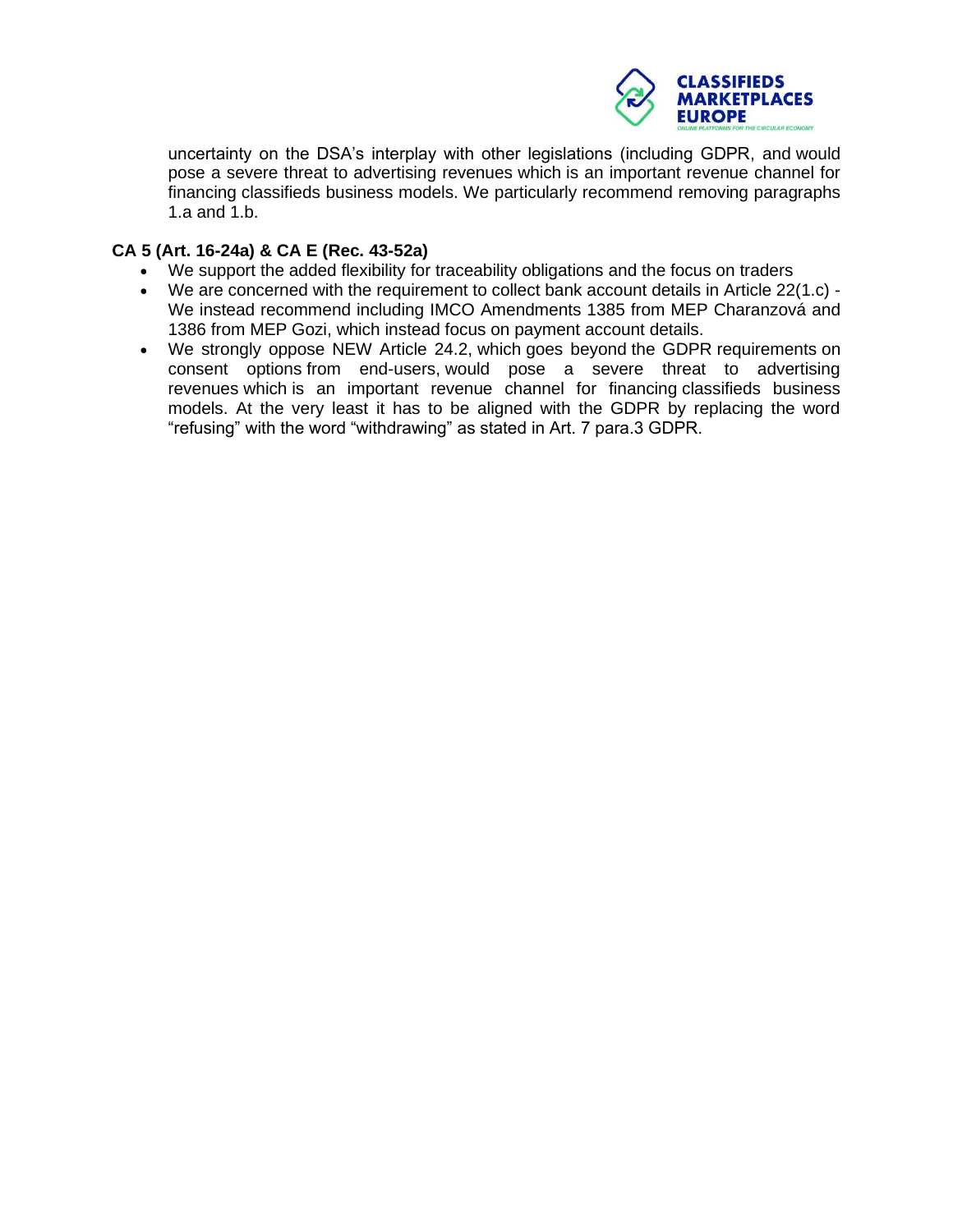uncertainty on the DSA's interplay with other legislations (including GDPR, and would pose a severe threat to advertising revenues which is an important revenue channel for financing classifieds business models. We particularly recommend removing paragraphs 1.a and 1.b.

**CA 5 (Art. 16-24a) & CA E (Rec. 43-52a)**

- We support the added flexibility for traceability obligations and the focus on traders
- We are concerned with the requirement to collect bank account details in Article 22(1.c) - We instead recommend including IMCO Amendments 1385 from MEP Charanzová and 1386 from MEP Gozi, which instead focus on payment account details.
- We strongly oppose NEW Article 24.2, which goes beyond the GDPR requirements on consent options from end-users, would pose a severe threat to advertising revenues which is an important revenue channel for financing classifieds business models. At the very least it has to be aligned with the GDPR by replacing the word "refusing" with the word "withdrawing" as stated in Art. 7 para.3 GDPR.